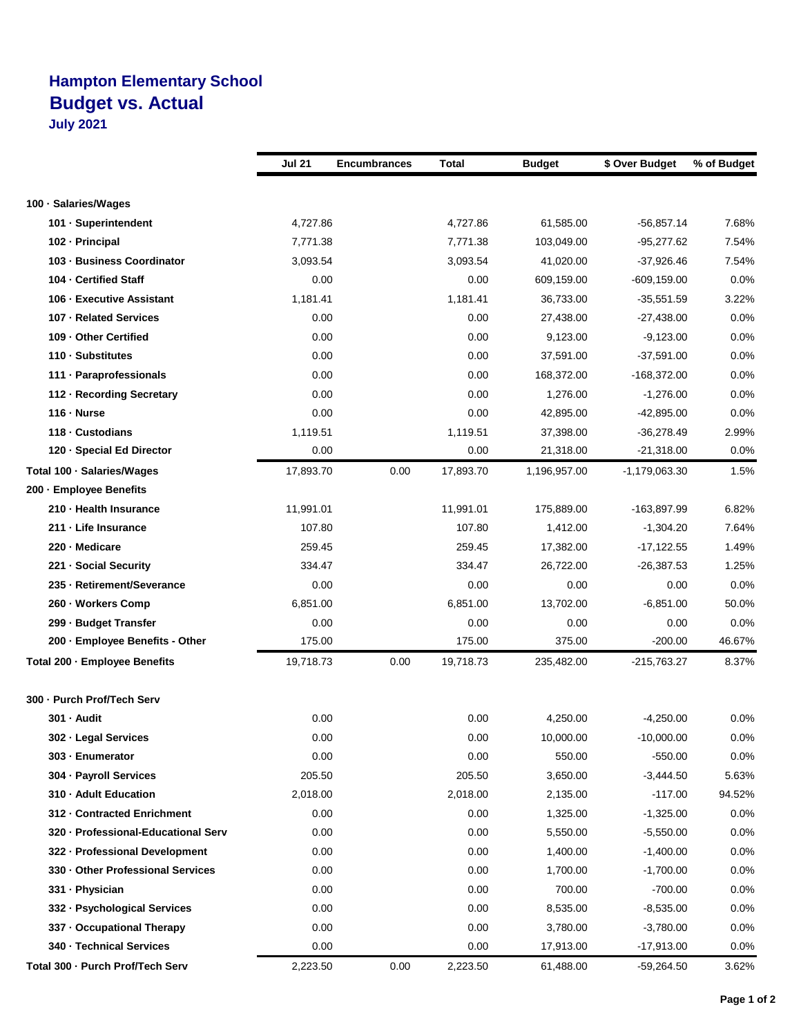# Hampton Elementary School

## Budget vs. Actual

**July 2021**

| | Jul 21 | Encumbrances | Total | Budget | $ Over Budget | % of Budget |
|---|---|---|---|---|---|---|
| **100 · Salaries/Wages** | | | | | | |
| **101 · Superintendent** | 4,727.86 | | 4,727.86 | 61,585.00 | -56,857.14 | 7.68% |
| **102 · Principal** | 7,771.38 | | 7,771.38 | 103,049.00 | -95,277.62 | 7.54% |
| **103 · Business Coordinator** | 3,093.54 | | 3,093.54 | 41,020.00 | -37,926.46 | 7.54% |
| **104 · Certified Staff** | 0.00 | | 0.00 | 609,159.00 | -609,159.00 | 0.0% |
| **106 · Executive Assistant** | 1,181.41 | | 1,181.41 | 36,733.00 | -35,551.59 | 3.22% |
| **107 · Related Services** | 0.00 | | 0.00 | 27,438.00 | -27,438.00 | 0.0% |
| **109 · Other Certified** | 0.00 | | 0.00 | 9,123.00 | -9,123.00 | 0.0% |
| **110 · Substitutes** | 0.00 | | 0.00 | 37,591.00 | -37,591.00 | 0.0% |
| **111 · Paraprofessionals** | 0.00 | | 0.00 | 168,372.00 | -168,372.00 | 0.0% |
| **112 · Recording Secretary** | 0.00 | | 0.00 | 1,276.00 | -1,276.00 | 0.0% |
| **116 · Nurse** | 0.00 | | 0.00 | 42,895.00 | -42,895.00 | 0.0% |
| **118 · Custodians** | 1,119.51 | | 1,119.51 | 37,398.00 | -36,278.49 | 2.99% |
| **120 · Special Ed Director** | 0.00 | | 0.00 | 21,318.00 | -21,318.00 | 0.0% |
| **Total 100 · Salaries/Wages** | 17,893.70 | 0.00 | 17,893.70 | 1,196,957.00 | -1,179,063.30 | 1.5% |
| **200 · Employee Benefits** | | | | | | |
| **210 · Health Insurance** | 11,991.01 | | 11,991.01 | 175,889.00 | -163,897.99 | 6.82% |
| **211 · Life Insurance** | 107.80 | | 107.80 | 1,412.00 | -1,304.20 | 7.64% |
| **220 · Medicare** | 259.45 | | 259.45 | 17,382.00 | -17,122.55 | 1.49% |
| **221 · Social Security** | 334.47 | | 334.47 | 26,722.00 | -26,387.53 | 1.25% |
| **235 · Retirement/Severance** | 0.00 | | 0.00 | 0.00 | 0.00 | 0.0% |
| **260 · Workers Comp** | 6,851.00 | | 6,851.00 | 13,702.00 | -6,851.00 | 50.0% |
| **299 · Budget Transfer** | 0.00 | | 0.00 | 0.00 | 0.00 | 0.0% |
| **200 · Employee Benefits - Other** | 175.00 | | 175.00 | 375.00 | -200.00 | 46.67% |
| **Total 200 · Employee Benefits** | 19,718.73 | 0.00 | 19,718.73 | 235,482.00 | -215,763.27 | 8.37% |
| **300 · Purch Prof/Tech Serv** | | | | | | |
| **301 · Audit** | 0.00 | | 0.00 | 4,250.00 | -4,250.00 | 0.0% |
| **302 · Legal Services** | 0.00 | | 0.00 | 10,000.00 | -10,000.00 | 0.0% |
| **303 · Enumerator** | 0.00 | | 0.00 | 550.00 | -550.00 | 0.0% |
| **304 · Payroll Services** | 205.50 | | 205.50 | 3,650.00 | -3,444.50 | 5.63% |
| **310 · Adult Education** | 2,018.00 | | 2,018.00 | 2,135.00 | -117.00 | 94.52% |
| **312 · Contracted Enrichment** | 0.00 | | 0.00 | 1,325.00 | -1,325.00 | 0.0% |
| **320 · Professional-Educational Serv** | 0.00 | | 0.00 | 5,550.00 | -5,550.00 | 0.0% |
| **322 · Professional Development** | 0.00 | | 0.00 | 1,400.00 | -1,400.00 | 0.0% |
| **330 · Other Professional Services** | 0.00 | | 0.00 | 1,700.00 | -1,700.00 | 0.0% |
| **331 · Physician** | 0.00 | | 0.00 | 700.00 | -700.00 | 0.0% |
| **332 · Psychological Services** | 0.00 | | 0.00 | 8,535.00 | -8,535.00 | 0.0% |
| **337 · Occupational Therapy** | 0.00 | | 0.00 | 3,780.00 | -3,780.00 | 0.0% |
| **340 · Technical Services** | 0.00 | | 0.00 | 17,913.00 | -17,913.00 | 0.0% |
| **Total 300 · Purch Prof/Tech Serv** | 2,223.50 | 0.00 | 2,223.50 | 61,488.00 | -59,264.50 | 3.62% |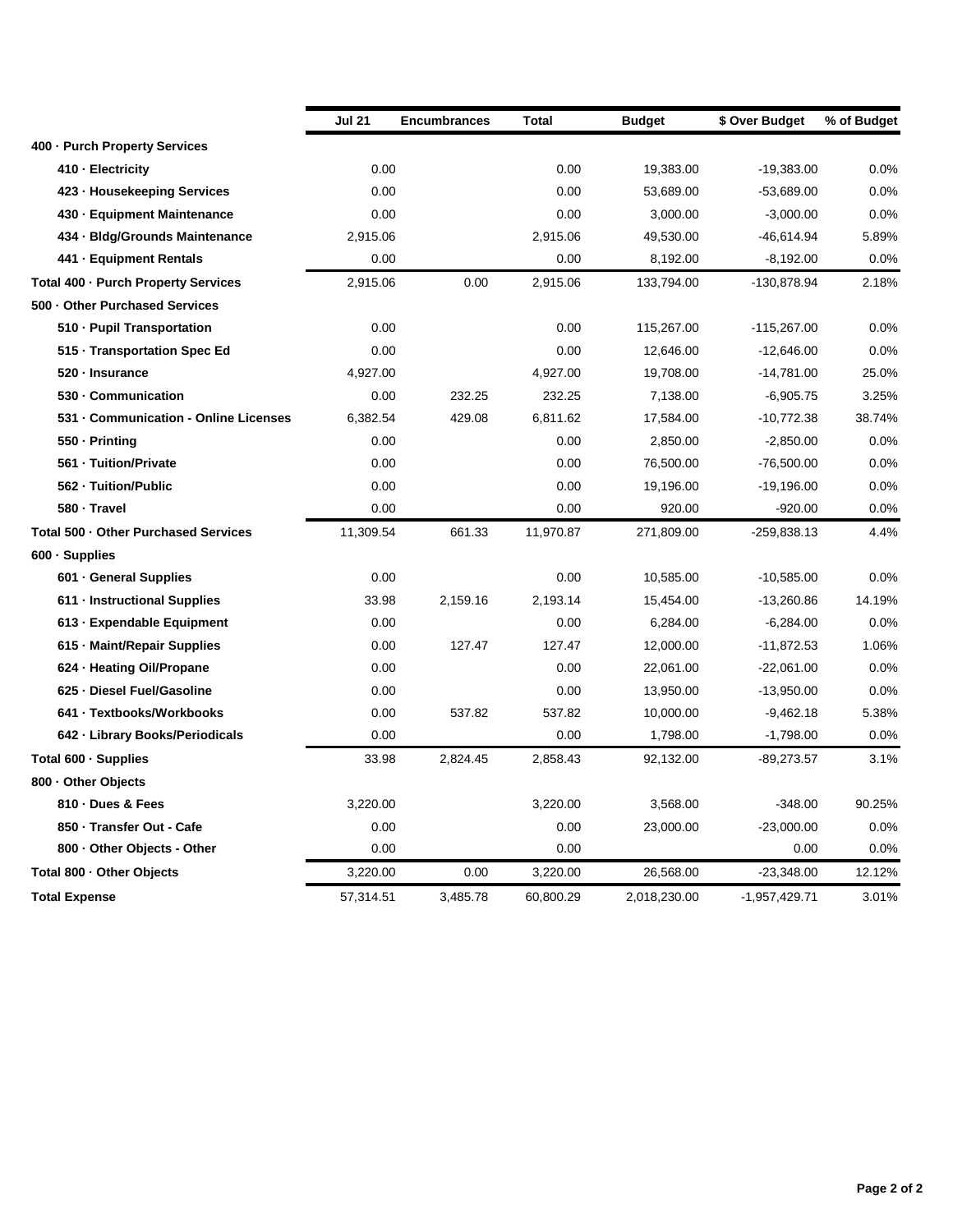| | Jul 21 | Encumbrances | Total | Budget | $ Over Budget | % of Budget |
|---|---|---|---|---|---|---|
| **400 · Purch Property Services** | | | | | | |
| **410 · Electricity** | 0.00 | | 0.00 | 19,383.00 | -19,383.00 | 0.0% |
| **423 · Housekeeping Services** | 0.00 | | 0.00 | 53,689.00 | -53,689.00 | 0.0% |
| **430 · Equipment Maintenance** | 0.00 | | 0.00 | 3,000.00 | -3,000.00 | 0.0% |
| **434 · Bldg/Grounds Maintenance** | 2,915.06 | | 2,915.06 | 49,530.00 | -46,614.94 | 5.89% |
| **441 · Equipment Rentals** | 0.00 | | 0.00 | 8,192.00 | -8,192.00 | 0.0% |
| **Total 400 · Purch Property Services** | 2,915.06 | 0.00 | 2,915.06 | 133,794.00 | -130,878.94 | 2.18% |
| **500 · Other Purchased Services** | | | | | | |
| **510 · Pupil Transportation** | 0.00 | | 0.00 | 115,267.00 | -115,267.00 | 0.0% |
| **515 · Transportation Spec Ed** | 0.00 | | 0.00 | 12,646.00 | -12,646.00 | 0.0% |
| **520 · Insurance** | 4,927.00 | | 4,927.00 | 19,708.00 | -14,781.00 | 25.0% |
| **530 · Communication** | 0.00 | 232.25 | 232.25 | 7,138.00 | -6,905.75 | 3.25% |
| **531 · Communication - Online Licenses** | 6,382.54 | 429.08 | 6,811.62 | 17,584.00 | -10,772.38 | 38.74% |
| **550 · Printing** | 0.00 | | 0.00 | 2,850.00 | -2,850.00 | 0.0% |
| **561 · Tuition/Private** | 0.00 | | 0.00 | 76,500.00 | -76,500.00 | 0.0% |
| **562 · Tuition/Public** | 0.00 | | 0.00 | 19,196.00 | -19,196.00 | 0.0% |
| **580 · Travel** | 0.00 | | 0.00 | 920.00 | -920.00 | 0.0% |
| **Total 500 · Other Purchased Services** | 11,309.54 | 661.33 | 11,970.87 | 271,809.00 | -259,838.13 | 4.4% |
| **600 · Supplies** | | | | | | |
| **601 · General Supplies** | 0.00 | | 0.00 | 10,585.00 | -10,585.00 | 0.0% |
| **611 · Instructional Supplies** | 33.98 | 2,159.16 | 2,193.14 | 15,454.00 | -13,260.86 | 14.19% |
| **613 · Expendable Equipment** | 0.00 | | 0.00 | 6,284.00 | -6,284.00 | 0.0% |
| **615 · Maint/Repair Supplies** | 0.00 | 127.47 | 127.47 | 12,000.00 | -11,872.53 | 1.06% |
| **624 · Heating Oil/Propane** | 0.00 | | 0.00 | 22,061.00 | -22,061.00 | 0.0% |
| **625 · Diesel Fuel/Gasoline** | 0.00 | | 0.00 | 13,950.00 | -13,950.00 | 0.0% |
| **641 · Textbooks/Workbooks** | 0.00 | 537.82 | 537.82 | 10,000.00 | -9,462.18 | 5.38% |
| **642 · Library Books/Periodicals** | 0.00 | | 0.00 | 1,798.00 | -1,798.00 | 0.0% |
| **Total 600 · Supplies** | 33.98 | 2,824.45 | 2,858.43 | 92,132.00 | -89,273.57 | 3.1% |
| **800 · Other Objects** | | | | | | |
| **810 · Dues & Fees** | 3,220.00 | | 3,220.00 | 3,568.00 | -348.00 | 90.25% |
| **850 · Transfer Out - Cafe** | 0.00 | | 0.00 | 23,000.00 | -23,000.00 | 0.0% |
| **800 · Other Objects - Other** | 0.00 | | 0.00 | | 0.00 | 0.0% |
| **Total 800 · Other Objects** | 3,220.00 | 0.00 | 3,220.00 | 26,568.00 | -23,348.00 | 12.12% |
| **Total Expense** | 57,314.51 | 3,485.78 | 60,800.29 | 2,018,230.00 | -1,957,429.71 | 3.01% |